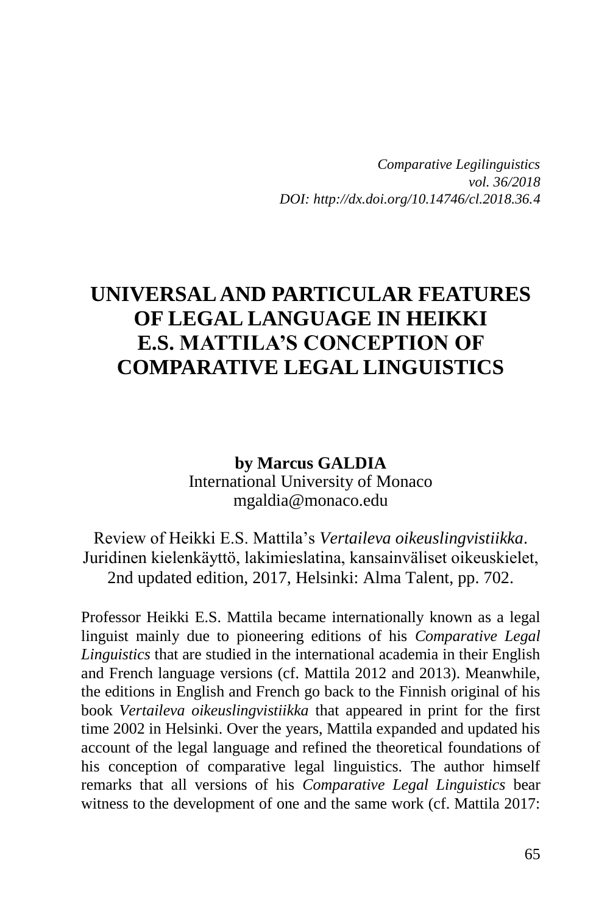*Comparative Legilinguistics*
*vol. 36/2018*
*DOI: http://dx.doi.org/10.14746/cl.2018.36.4*

# UNIVERSAL AND PARTICULAR FEATURES OF LEGAL LANGUAGE IN HEIKKI E.S. MATTILA'S CONCEPTION OF COMPARATIVE LEGAL LINGUISTICS

**by Marcus GALDIA**
International University of Monaco
mgaldia@monaco.edu

Review of Heikki E.S. Mattila's *Vertaileva oikeuslingvistiikka*. Juridinen kielenkäyttö, lakimieslatina, kansainväliset oikeuskielet, 2nd updated edition, 2017, Helsinki: Alma Talent, pp. 702.

Professor Heikki E.S. Mattila became internationally known as a legal linguist mainly due to pioneering editions of his *Comparative Legal Linguistics* that are studied in the international academia in their English and French language versions (cf. Mattila 2012 and 2013). Meanwhile, the editions in English and French go back to the Finnish original of his book *Vertaileva oikeuslingvistiikka* that appeared in print for the first time 2002 in Helsinki. Over the years, Mattila expanded and updated his account of the legal language and refined the theoretical foundations of his conception of comparative legal linguistics. The author himself remarks that all versions of his *Comparative Legal Linguistics* bear witness to the development of one and the same work (cf. Mattila 2017: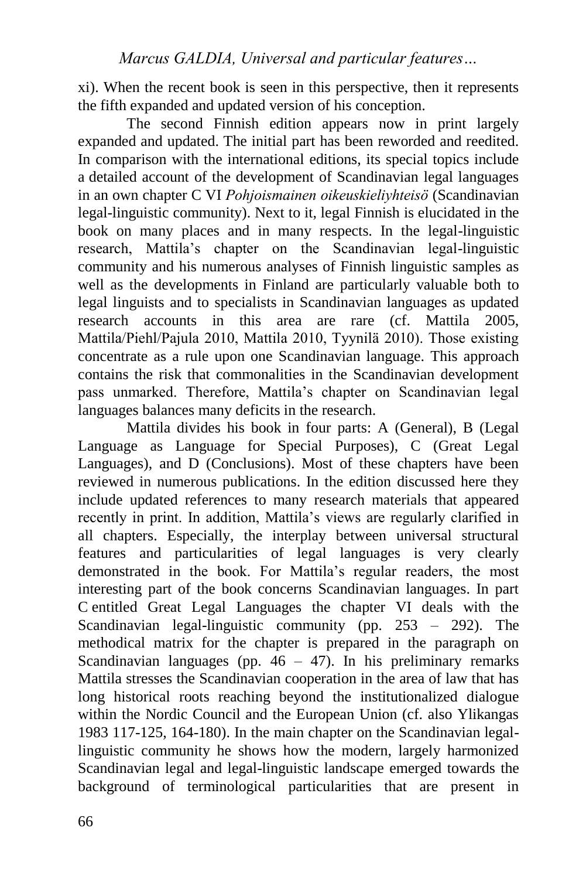xi). When the recent book is seen in this perspective, then it represents the fifth expanded and updated version of his conception.

The second Finnish edition appears now in print largely expanded and updated. The initial part has been reworded and reedited. In comparison with the international editions, its special topics include a detailed account of the development of Scandinavian legal languages in an own chapter C VI *Pohjoismainen oikeuskieliyhteisö* (Scandinavian legal-linguistic community). Next to it, legal Finnish is elucidated in the book on many places and in many respects. In the legal-linguistic research, Mattila's chapter on the Scandinavian legal-linguistic community and his numerous analyses of Finnish linguistic samples as well as the developments in Finland are particularly valuable both to legal linguists and to specialists in Scandinavian languages as updated research accounts in this area are rare (cf. Mattila 2005, Mattila/Piehl/Pajula 2010, Mattila 2010, Tyynilä 2010). Those existing concentrate as a rule upon one Scandinavian language. This approach contains the risk that commonalities in the Scandinavian development pass unmarked. Therefore, Mattila's chapter on Scandinavian legal languages balances many deficits in the research.

Mattila divides his book in four parts: A (General), B (Legal Language as Language for Special Purposes), C (Great Legal Languages), and D (Conclusions). Most of these chapters have been reviewed in numerous publications. In the edition discussed here they include updated references to many research materials that appeared recently in print. In addition, Mattila's views are regularly clarified in all chapters. Especially, the interplay between universal structural features and particularities of legal languages is very clearly demonstrated in the book. For Mattila's regular readers, the most interesting part of the book concerns Scandinavian languages. In part C entitled Great Legal Languages the chapter VI deals with the Scandinavian legal-linguistic community (pp. 253 – 292). The methodical matrix for the chapter is prepared in the paragraph on Scandinavian languages (pp. 46 – 47). In his preliminary remarks Mattila stresses the Scandinavian cooperation in the area of law that has long historical roots reaching beyond the institutionalized dialogue within the Nordic Council and the European Union (cf. also Ylikangas 1983 117-125, 164-180). In the main chapter on the Scandinavian legal-linguistic community he shows how the modern, largely harmonized Scandinavian legal and legal-linguistic landscape emerged towards the background of terminological particularities that are present in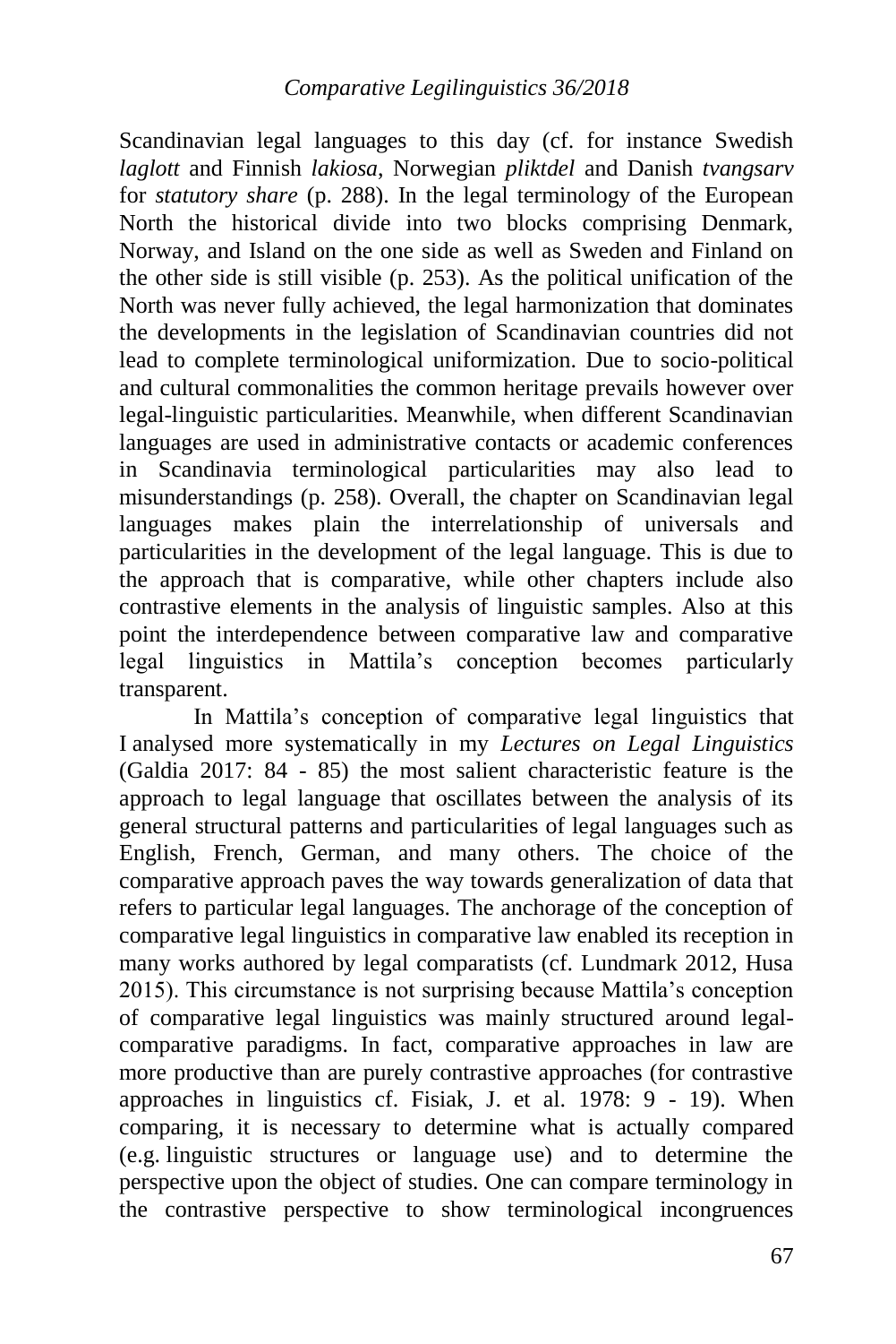Scandinavian legal languages to this day (cf. for instance Swedish *laglott* and Finnish *lakiosa*, Norwegian *pliktdel* and Danish *tvangsarv* for *statutory share* (p. 288). In the legal terminology of the European North the historical divide into two blocks comprising Denmark, Norway, and Island on the one side as well as Sweden and Finland on the other side is still visible (p. 253). As the political unification of the North was never fully achieved, the legal harmonization that dominates the developments in the legislation of Scandinavian countries did not lead to complete terminological uniformization. Due to socio-political and cultural commonalities the common heritage prevails however over legal-linguistic particularities. Meanwhile, when different Scandinavian languages are used in administrative contacts or academic conferences in Scandinavia terminological particularities may also lead to misunderstandings (p. 258). Overall, the chapter on Scandinavian legal languages makes plain the interrelationship of universals and particularities in the development of the legal language. This is due to the approach that is comparative, while other chapters include also contrastive elements in the analysis of linguistic samples. Also at this point the interdependence between comparative law and comparative legal linguistics in Mattila's conception becomes particularly transparent.

In Mattila's conception of comparative legal linguistics that I analysed more systematically in my *Lectures on Legal Linguistics* (Galdia 2017: 84 - 85) the most salient characteristic feature is the approach to legal language that oscillates between the analysis of its general structural patterns and particularities of legal languages such as English, French, German, and many others. The choice of the comparative approach paves the way towards generalization of data that refers to particular legal languages. The anchorage of the conception of comparative legal linguistics in comparative law enabled its reception in many works authored by legal comparatists (cf. Lundmark 2012, Husa 2015). This circumstance is not surprising because Mattila's conception of comparative legal linguistics was mainly structured around legal-comparative paradigms. In fact, comparative approaches in law are more productive than are purely contrastive approaches (for contrastive approaches in linguistics cf. Fisiak, J. et al. 1978: 9 - 19). When comparing, it is necessary to determine what is actually compared (e.g. linguistic structures or language use) and to determine the perspective upon the object of studies. One can compare terminology in the contrastive perspective to show terminological incongruences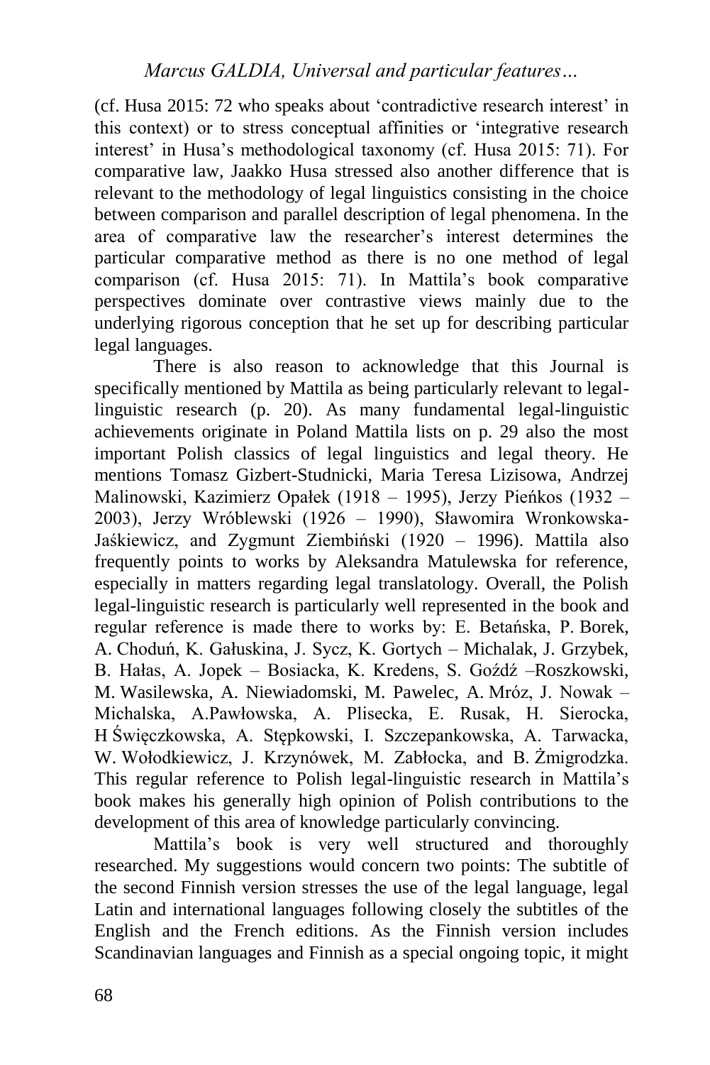(cf. Husa 2015: 72 who speaks about 'contradictive research interest' in this context) or to stress conceptual affinities or 'integrative research interest' in Husa's methodological taxonomy (cf. Husa 2015: 71). For comparative law, Jaakko Husa stressed also another difference that is relevant to the methodology of legal linguistics consisting in the choice between comparison and parallel description of legal phenomena. In the area of comparative law the researcher's interest determines the particular comparative method as there is no one method of legal comparison (cf. Husa 2015: 71). In Mattila's book comparative perspectives dominate over contrastive views mainly due to the underlying rigorous conception that he set up for describing particular legal languages.

There is also reason to acknowledge that this Journal is specifically mentioned by Mattila as being particularly relevant to legal-linguistic research (p. 20). As many fundamental legal-linguistic achievements originate in Poland Mattila lists on p. 29 also the most important Polish classics of legal linguistics and legal theory. He mentions Tomasz Gizbert-Studnicki, Maria Teresa Lizisowa, Andrzej Malinowski, Kazimierz Opałek (1918 – 1995), Jerzy Pieńkos (1932 – 2003), Jerzy Wróblewski (1926 – 1990), Sławomira Wronkowska-Jaśkiewicz, and Zygmunt Ziembiński (1920 – 1996). Mattila also frequently points to works by Aleksandra Matulewska for reference, especially in matters regarding legal translatology. Overall, the Polish legal-linguistic research is particularly well represented in the book and regular reference is made there to works by: E. Betańska, P. Borek, A. Choduń, K. Gałuskina, J. Sycz, K. Gortych – Michalak, J. Grzybek, B. Hałas, A. Jopek – Bosiacka, K. Kredens, S. Goźdź –Roszkowski, M. Wasilewska, A. Niewiadomski, M. Pawelec, A. Mróz, J. Nowak – Michalska, A.Pawłowska, A. Plisecka, E. Rusak, H. Sierocka, H Święczkowska, A. Stępkowski, I. Szczepankowska, A. Tarwacka, W. Wołodkiewicz, J. Krzynówek, M. Zabłocka, and B. Żmigrodzka. This regular reference to Polish legal-linguistic research in Mattila's book makes his generally high opinion of Polish contributions to the development of this area of knowledge particularly convincing.

Mattila's book is very well structured and thoroughly researched. My suggestions would concern two points: The subtitle of the second Finnish version stresses the use of the legal language, legal Latin and international languages following closely the subtitles of the English and the French editions. As the Finnish version includes Scandinavian languages and Finnish as a special ongoing topic, it might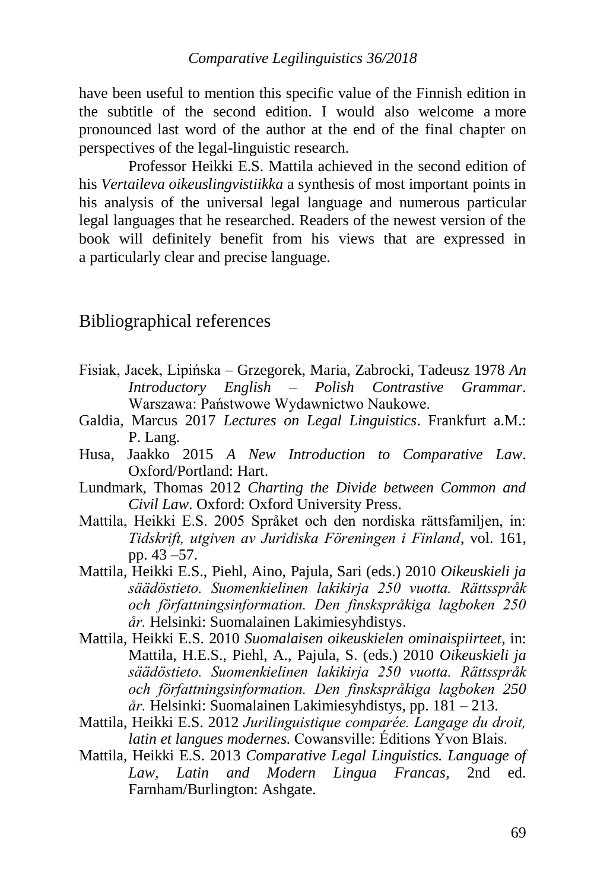have been useful to mention this specific value of the Finnish edition in the subtitle of the second edition. I would also welcome a more pronounced last word of the author at the end of the final chapter on perspectives of the legal-linguistic research.

Professor Heikki E.S. Mattila achieved in the second edition of his *Vertaileva oikeuslingvistiikka* a synthesis of most important points in his analysis of the universal legal language and numerous particular legal languages that he researched. Readers of the newest version of the book will definitely benefit from his views that are expressed in a particularly clear and precise language.

## Bibliographical references

Fisiak, Jacek, Lipińska – Grzegorek, Maria, Zabrocki, Tadeusz 1978 *An Introductory English – Polish Contrastive Grammar*. Warszawa: Państwowe Wydawnictwo Naukowe.

Galdia, Marcus 2017 *Lectures on Legal Linguistics*. Frankfurt a.M.: P. Lang.

Husa, Jaakko 2015 *A New Introduction to Comparative Law*. Oxford/Portland: Hart.

Lundmark, Thomas 2012 *Charting the Divide between Common and Civil Law*. Oxford: Oxford University Press.

Mattila, Heikki E.S. 2005 Språket och den nordiska rättsfamiljen, in: *Tidskrift, utgiven av Juridiska Föreningen i Finland*, vol. 161, pp. 43 –57.

Mattila, Heikki E.S., Piehl, Aino, Pajula, Sari (eds.) 2010 *Oikeuskieli ja säädöstieto. Suomenkielinen lakikirja 250 vuotta. Rättsspråk och författningsinformation. Den finskspråkiga lagboken 250 år.* Helsinki: Suomalainen Lakimiesyhdistys.

Mattila, Heikki E.S. 2010 *Suomalaisen oikeuskielen ominaispiirteet*, in: Mattila, H.E.S., Piehl, A., Pajula, S. (eds.) 2010 *Oikeuskieli ja säädöstieto. Suomenkielinen lakikirja 250 vuotta. Rättsspråk och författningsinformation. Den finskspråkiga lagboken 250 år.* Helsinki: Suomalainen Lakimiesyhdistys, pp. 181 – 213.

Mattila, Heikki E.S. 2012 *Jurilinguistique comparée. Langage du droit, latin et langues modernes.* Cowansville: Éditions Yvon Blais.

Mattila, Heikki E.S. 2013 *Comparative Legal Linguistics. Language of Law, Latin and Modern Lingua Francas*, 2nd ed. Farnham/Burlington: Ashgate.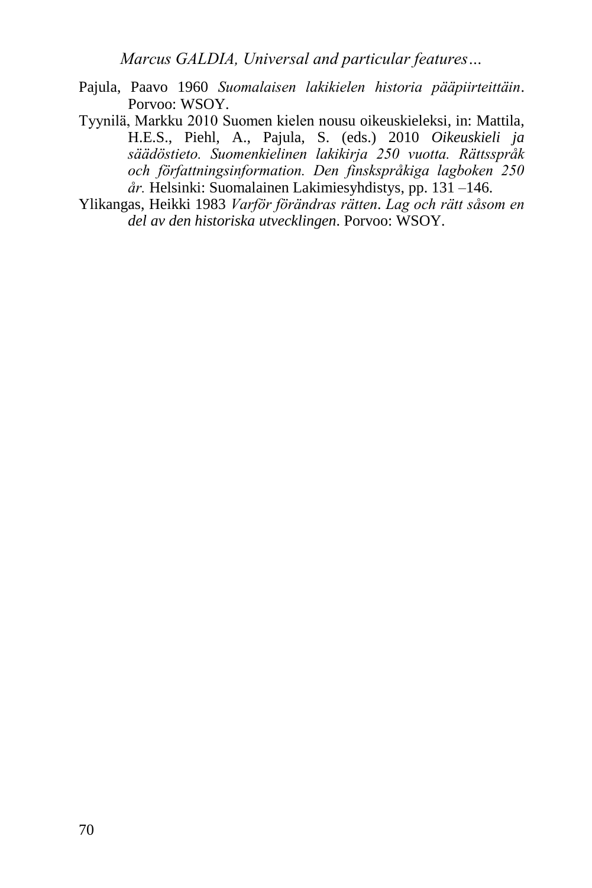Pajula, Paavo 1960 *Suomalaisen lakikielen historia pääpiirteittäin*. Porvoo: WSOY.

Tyynilä, Markku 2010 Suomen kielen nousu oikeuskieleksi, in: Mattila, H.E.S., Piehl, A., Pajula, S. (eds.) 2010 *Oikeuskieli ja säädöstieto. Suomenkielinen lakikirja 250 vuotta. Rättsspråk och författningsinformation. Den finskspråkiga lagboken 250 år.* Helsinki: Suomalainen Lakimiesyhdistys, pp. 131 –146.

Ylikangas, Heikki 1983 *Varför förändras rätten. Lag och rätt såsom en del av den historiska utvecklingen*. Porvoo: WSOY.